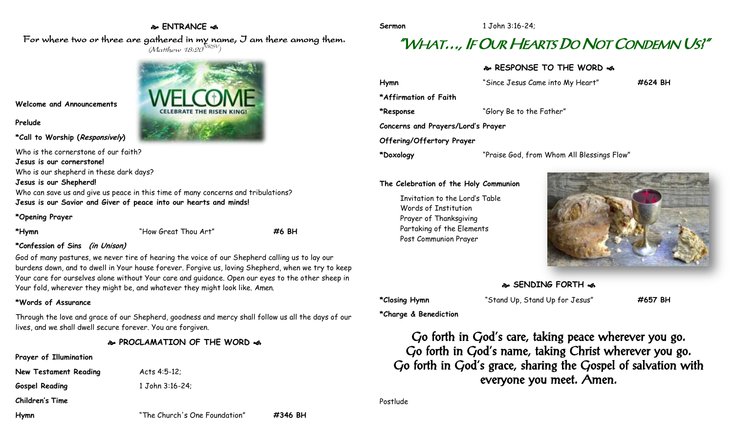## ❧ ENTRANCE ☙

For where two or three are gathered in my name, I am there among them.
(Matthew 18:20 NRSV)

**Welcome and Announcements**

**Prelude**

**\*Call to Worship (*Responsively*)**

Who is the cornerstone of our faith?
**Jesus is our cornerstone!**
Who is our shepherd in these dark days?
**Jesus is our Shepherd!**
Who can save us and give us peace in this time of many concerns and tribulations?
**Jesus is our Savior and Giver of peace into our hearts and minds!**

**\*Opening Prayer**

**\*Hymn** "How Great Thou Art" **#6 BH**

**\*Confession of Sins *(in Unison)***

God of many pastures, we never tire of hearing the voice of our Shepherd calling us to lay our burdens down, and to dwell in Your house forever. Forgive us, loving Shepherd, when we try to keep Your care for ourselves alone without Your care and guidance. Open our eyes to the other sheep in Your fold, wherever they might be, and whatever they might look like. Amen.

**\*Words of Assurance**

Through the love and grace of our Shepherd, goodness and mercy shall follow us all the days of our lives, and we shall dwell secure forever. You are forgiven.

## ❧ PROCLAMATION OF THE WORD ☙

**Prayer of Illumination**

**New Testament Reading** Acts 4:5-12;

**Gospel Reading** 1 John 3:16-24;

**Children's Time**

**Hymn** "The Church's One Foundation" **#346 BH**

**Sermon** 1 John 3:16-24;

# "WHAT…, IF OUR HEARTS DO NOT CONDEMN US?"

## ❧ RESPONSE TO THE WORD ☙

**Hymn** "Since Jesus Came into My Heart" **#624 BH**

**\*Affirmation of Faith**

**\*Response** "Glory Be to the Father"

**Concerns and Prayers/Lord's Prayer**

**Offering/Offertory Prayer**

**\*Doxology** "Praise God, from Whom All Blessings Flow"

**The Celebration of the Holy Communion**

Invitation to the Lord's Table
Words of Institution
Prayer of Thanksgiving
Partaking of the Elements
Post Communion Prayer

## ❧ SENDING FORTH ☙

**\*Closing Hymn** "Stand Up, Stand Up for Jesus" **#657 BH**

**\*Charge & Benediction**

Go forth in God's care, taking peace wherever you go.
Go forth in God's name, taking Christ wherever you go.
Go forth in God's grace, sharing the Gospel of salvation with everyone you meet. Amen.

Postlude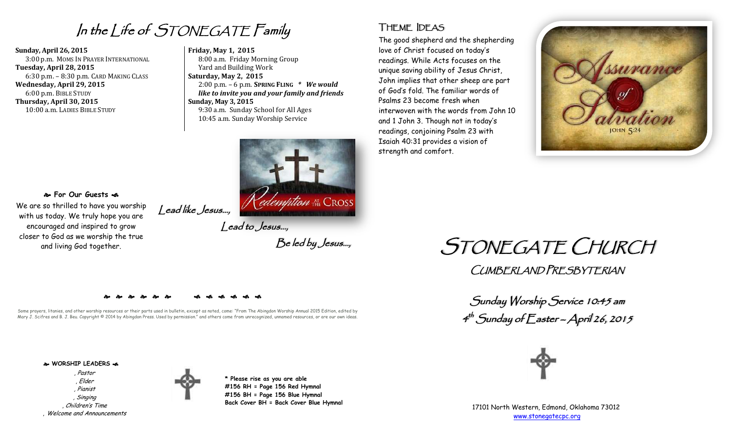# In the Life of STONEGATE Family

**Sunday, April 26, 2015**
3:00 p.m. MOMS IN PRAYER INTERNATIONAL
**Tuesday, April 28, 2015**
6:30 p.m. – 8:30 p.m. CARD MAKING CLASS
**Wednesday, April 29, 2015**
6:00 p.m. BIBLE STUDY
**Thursday, April 30, 2015**
10:00 a.m. LADIES BIBLE STUDY

**Friday, May 1, 2015**
8:00 a.m. Friday Morning Group
Yard and Building Work
**Saturday, May 2, 2015**
2:00 p.m. – 6 p.m. **SPRING FLING** * ***We would like to invite you and your family and friends***
**Sunday, May 3, 2015**
9:30 a.m. Sunday School for All Ages
10:45 a.m. Sunday Worship Service

## For Our Guests

We are so thrilled to have you worship with us today. We truly hope you are encouraged and inspired to grow closer to God as we worship the true and living God together.

Lead like Jesus...,
Lead to Jesus...,
Be led by Jesus...,

Redemption AT THE CROSS

Some prayers, litanies, and other worship resources or their parts used in bulletin, except as noted, come: "From The Abingdon Worship Annual 2015 Edition, edited by Mary J. Scifres and B. J. Beu. Copyright © 2014 by Abingdon Press. Used by permission." and others come from unrecognized, unnamed resources, or are our own ideas.

**WORSHIP LEADERS**

, Pastor
, Elder
, Pianist
, Singing
, Children's Time
, Welcome and Announcements

**\* Please rise as you are able**
**#156 RH = Page 156 Red Hymnal**
**#156 BH = Page 156 Blue Hymnal**
**Back Cover BH = Back Cover Blue Hymnal**

## THEME IDEAS

The good shepherd and the shepherding love of Christ focused on today's readings. While Acts focuses on the unique saving ability of Jesus Christ, John implies that other sheep are part of God's fold. The familiar words of Psalms 23 become fresh when interwoven with the words from John 10 and 1 John 3. Though not in today's readings, conjoining Psalm 23 with Isaiah 40:31 provides a vision of strength and comfort.

Assurance of Salvation
JOHN 5:24

# STONEGATE CHURCH

## CUMBERLAND PRESBYTERIAN

Sunday Worship Service 10:45 am
4th Sunday of Easter – April 26, 2015

17101 North Western, Edmond, Oklahoma 73012
www.stonegatecpc.org